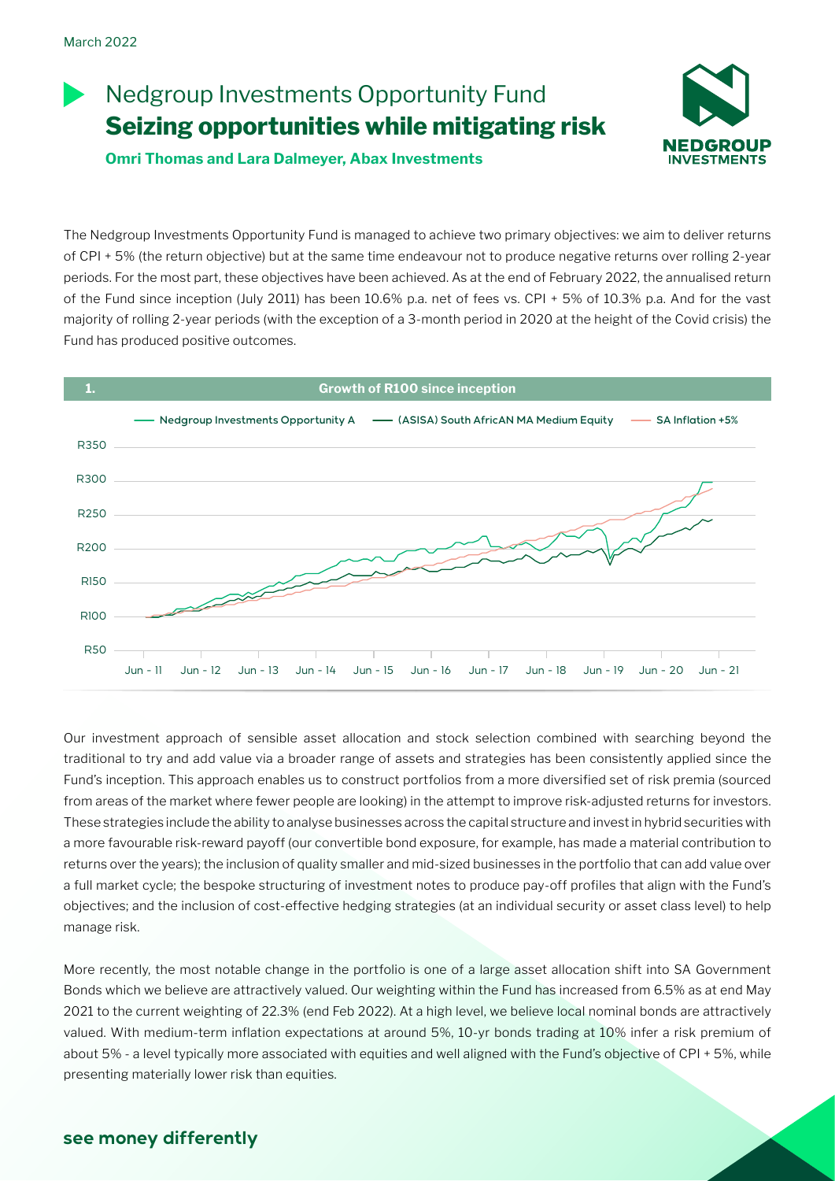March 2022

# Nedgroup Investments Opportunity Fund

## **Seizing opportunities while mitigating risk**

**Omri Thomas and Lara Dalmeyer, Abax Investments**

The Nedgroup Investments Opportunity Fund is managed to achieve two primary objectives: we aim to deliver returns of CPI + 5% (the return objective) but at the same time endeavour not to produce negative returns over rolling 2-year periods. For the most part, these objectives have been achieved. As at the end of February 2022, the annualised return of the Fund since inception (July 2011) has been 10.6% p.a. net of fees vs. CPI + 5% of 10.3% p.a. And for the vast majority of rolling 2-year periods (with the exception of a 3-month period in 2020 at the height of the Covid crisis) the Fund has produced positive outcomes.

**1. Growth of R100 since inception**

Legend: Nedgroup Investments Opportunity A — (ASISA) South AfricAN MA Medium Equity — SA Inflation +5%

Y-axis: R50, R100, R150, R200, R250, R300, R350

X-axis: Jun - 11, Jun - 12, Jun - 13, Jun - 14, Jun - 15, Jun - 16, Jun - 17, Jun - 18, Jun - 19, Jun - 20, Jun - 21

Our investment approach of sensible asset allocation and stock selection combined with searching beyond the traditional to try and add value via a broader range of assets and strategies has been consistently applied since the Fund's inception. This approach enables us to construct portfolios from a more diversified set of risk premia (sourced from areas of the market where fewer people are looking) in the attempt to improve risk-adjusted returns for investors. These strategies include the ability to analyse businesses across the capital structure and invest in hybrid securities with a more favourable risk-reward payoff (our convertible bond exposure, for example, has made a material contribution to returns over the years); the inclusion of quality smaller and mid-sized businesses in the portfolio that can add value over a full market cycle; the bespoke structuring of investment notes to produce pay-off profiles that align with the Fund's objectives; and the inclusion of cost-effective hedging strategies (at an individual security or asset class level) to help manage risk.

More recently, the most notable change in the portfolio is one of a large asset allocation shift into SA Government Bonds which we believe are attractively valued. Our weighting within the Fund has increased from 6.5% as at end May 2021 to the current weighting of 22.3% (end Feb 2022). At a high level, we believe local nominal bonds are attractively valued. With medium-term inflation expectations at around 5%, 10-yr bonds trading at 10% infer a risk premium of about 5% - a level typically more associated with equities and well aligned with the Fund's objective of CPI + 5%, while presenting materially lower risk than equities.

**see money differently**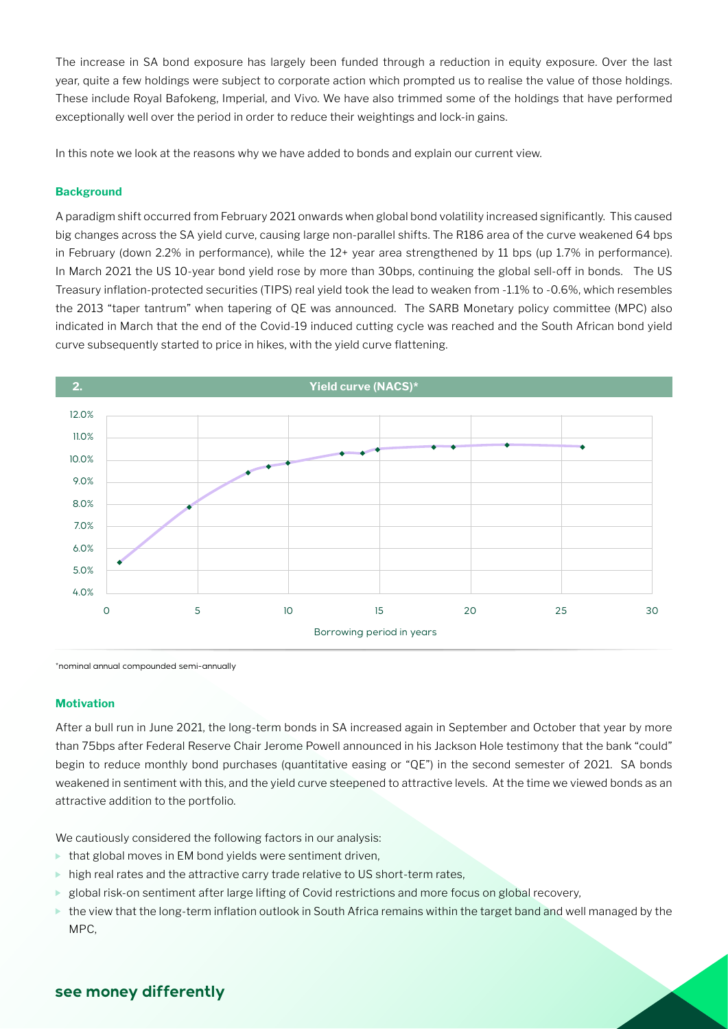The increase in SA bond exposure has largely been funded through a reduction in equity exposure. Over the last year, quite a few holdings were subject to corporate action which prompted us to realise the value of those holdings. These include Royal Bafokeng, Imperial, and Vivo. We have also trimmed some of the holdings that have performed exceptionally well over the period in order to reduce their weightings and lock-in gains.

In this note we look at the reasons why we have added to bonds and explain our current view.

### Background

A paradigm shift occurred from February 2021 onwards when global bond volatility increased significantly. This caused big changes across the SA yield curve, causing large non-parallel shifts. The R186 area of the curve weakened 64 bps in February (down 2.2% in performance), while the 12+ year area strengthened by 11 bps (up 1.7% in performance). In March 2021 the US 10-year bond yield rose by more than 30bps, continuing the global sell-off in bonds. The US Treasury inflation-protected securities (TIPS) real yield took the lead to weaken from -1.1% to -0.6%, which resembles the 2013 "taper tantrum" when tapering of QE was announced. The SARB Monetary policy committee (MPC) also indicated in March that the end of the Covid-19 induced cutting cycle was reached and the South African bond yield curve subsequently started to price in hikes, with the yield curve flattening.

**2. Yield curve (NACS)***

*nominal annual compounded semi-annually

### Motivation

After a bull run in June 2021, the long-term bonds in SA increased again in September and October that year by more than 75bps after Federal Reserve Chair Jerome Powell announced in his Jackson Hole testimony that the bank "could" begin to reduce monthly bond purchases (quantitative easing or "QE") in the second semester of 2021. SA bonds weakened in sentiment with this, and the yield curve steepened to attractive levels. At the time we viewed bonds as an attractive addition to the portfolio.

We cautiously considered the following factors in our analysis:

- that global moves in EM bond yields were sentiment driven,
- high real rates and the attractive carry trade relative to US short-term rates,
- global risk-on sentiment after large lifting of Covid restrictions and more focus on global recovery,
- the view that the long-term inflation outlook in South Africa remains within the target band and well managed by the MPC,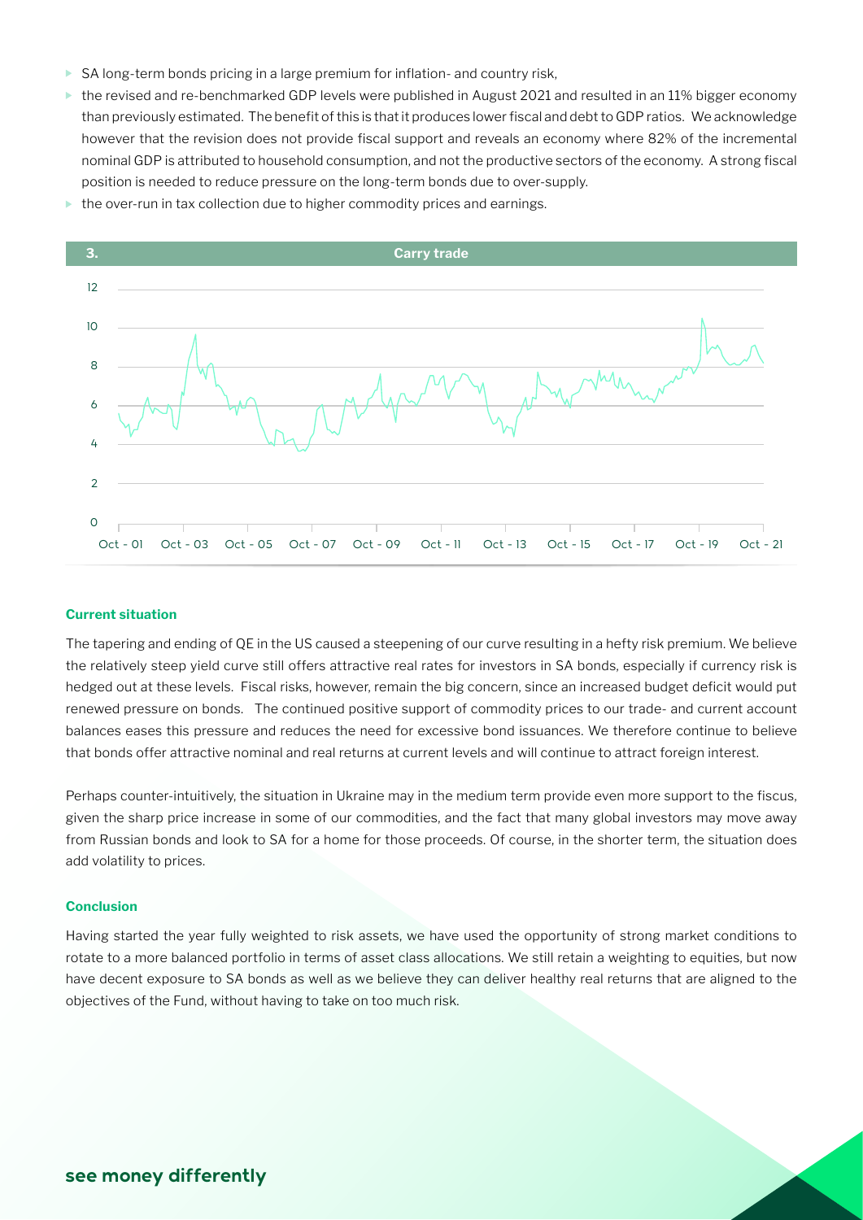- SA long-term bonds pricing in a large premium for inflation- and country risk,
- the revised and re-benchmarked GDP levels were published in August 2021 and resulted in an 11% bigger economy than previously estimated. The benefit of this is that it produces lower fiscal and debt to GDP ratios. We acknowledge however that the revision does not provide fiscal support and reveals an economy where 82% of the incremental nominal GDP is attributed to household consumption, and not the productive sectors of the economy. A strong fiscal position is needed to reduce pressure on the long-term bonds due to over-supply.
- the over-run in tax collection due to higher commodity prices and earnings.

3. Carry trade

12
10
8
6
4
2
0
Oct - 01
Oct - 03
Oct - 05
Oct - 07
Oct - 09
Oct - 11
Oct - 13
Oct - 15
Oct - 17
Oct - 19
Oct - 21

#### Current situation

The tapering and ending of QE in the US caused a steepening of our curve resulting in a hefty risk premium. We believe the relatively steep yield curve still offers attractive real rates for investors in SA bonds, especially if currency risk is hedged out at these levels. Fiscal risks, however, remain the big concern, since an increased budget deficit would put renewed pressure on bonds. The continued positive support of commodity prices to our trade- and current account balances eases this pressure and reduces the need for excessive bond issuances. We therefore continue to believe that bonds offer attractive nominal and real returns at current levels and will continue to attract foreign interest.

Perhaps counter-intuitively, the situation in Ukraine may in the medium term provide even more support to the fiscus, given the sharp price increase in some of our commodities, and the fact that many global investors may move away from Russian bonds and look to SA for a home for those proceeds. Of course, in the shorter term, the situation does add volatility to prices.

#### Conclusion

Having started the year fully weighted to risk assets, we have used the opportunity of strong market conditions to rotate to a more balanced portfolio in terms of asset class allocations. We still retain a weighting to equities, but now have decent exposure to SA bonds as well as we believe they can deliver healthy real returns that are aligned to the objectives of the Fund, without having to take on too much risk.